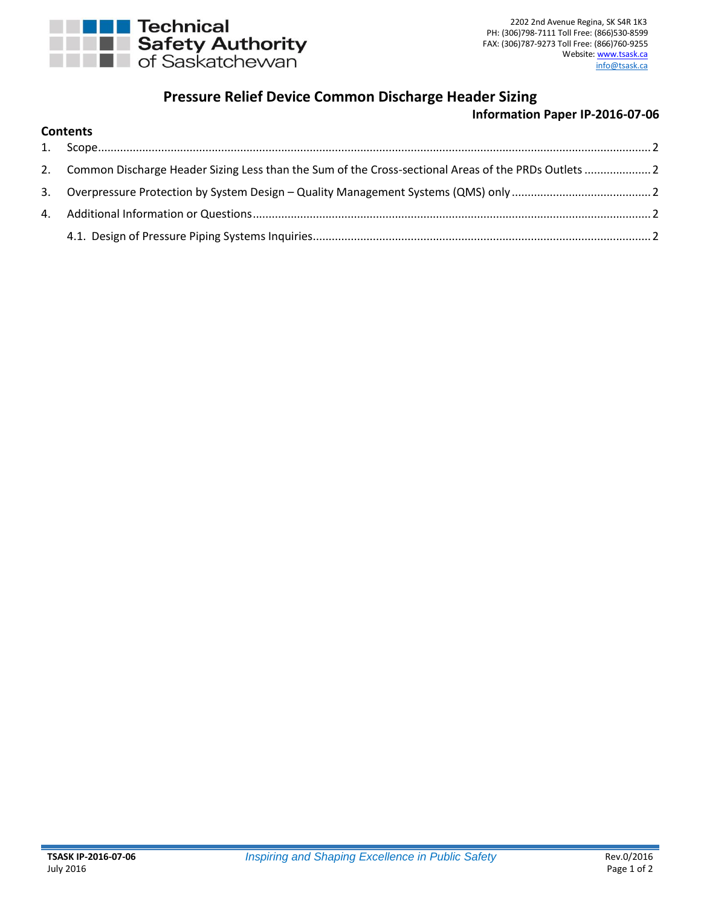Technical Safety Authority of Saskatchewan

2202 2nd Avenue Regina, SK S4R 1K3
PH: (306)798-7111 Toll Free: (866)530-8599
FAX: (306)787-9273 Toll Free: (866)760-9255
Website: www.tsask.ca
info@tsask.ca

# Pressure Relief Device Common Discharge Header Sizing

**Information Paper IP-2016-07-06**

## Contents

1. Scope ........ 2
2. Common Discharge Header Sizing Less than the Sum of the Cross-sectional Areas of the PRDs Outlets ........ 2
3. Overpressure Protection by System Design – Quality Management Systems (QMS) only ........ 2
4. Additional Information or Questions ........ 2
   - 4.1. Design of Pressure Piping Systems Inquiries ........ 2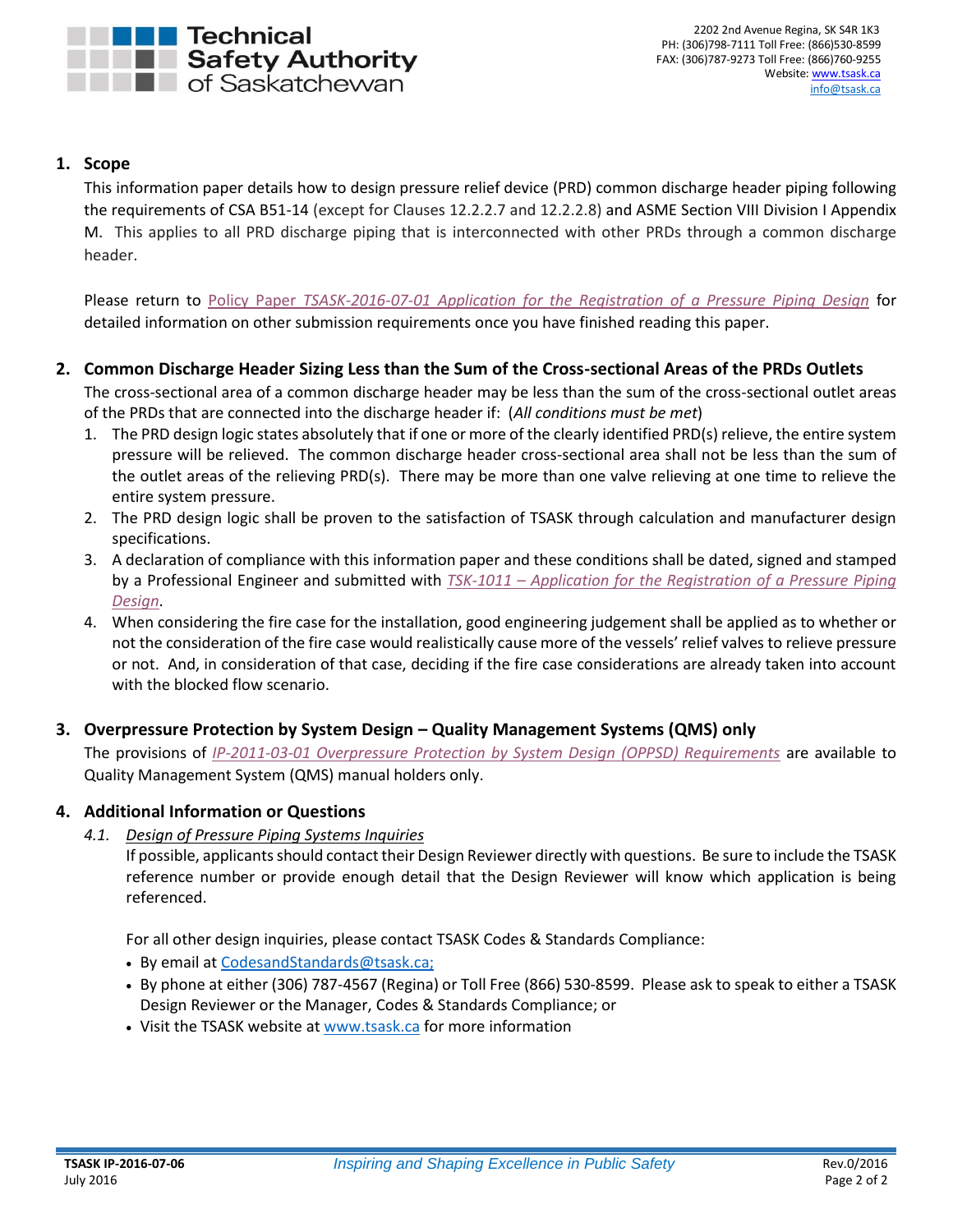## 1. Scope

This information paper details how to design pressure relief device (PRD) common discharge header piping following the requirements of CSA B51-14 (except for Clauses 12.2.2.7 and 12.2.2.8) and ASME Section VIII Division I Appendix M. This applies to all PRD discharge piping that is interconnected with other PRDs through a common discharge header.

Please return to Policy Paper *TSASK-2016-07-01 Application for the Registration of a Pressure Piping Design* for detailed information on other submission requirements once you have finished reading this paper.

## 2. Common Discharge Header Sizing Less than the Sum of the Cross-sectional Areas of the PRDs Outlets

The cross-sectional area of a common discharge header may be less than the sum of the cross-sectional outlet areas of the PRDs that are connected into the discharge header if: (*All conditions must be met*)

1. The PRD design logic states absolutely that if one or more of the clearly identified PRD(s) relieve, the entire system pressure will be relieved. The common discharge header cross-sectional area shall not be less than the sum of the outlet areas of the relieving PRD(s). There may be more than one valve relieving at one time to relieve the entire system pressure.
2. The PRD design logic shall be proven to the satisfaction of TSASK through calculation and manufacturer design specifications.
3. A declaration of compliance with this information paper and these conditions shall be dated, signed and stamped by a Professional Engineer and submitted with *TSK-1011 – Application for the Registration of a Pressure Piping Design*.
4. When considering the fire case for the installation, good engineering judgement shall be applied as to whether or not the consideration of the fire case would realistically cause more of the vessels' relief valves to relieve pressure or not. And, in consideration of that case, deciding if the fire case considerations are already taken into account with the blocked flow scenario.

## 3. Overpressure Protection by System Design – Quality Management Systems (QMS) only

The provisions of *IP-2011-03-01 Overpressure Protection by System Design (OPPSD) Requirements* are available to Quality Management System (QMS) manual holders only.

## 4. Additional Information or Questions

### *4.1. Design of Pressure Piping Systems Inquiries*

If possible, applicants should contact their Design Reviewer directly with questions. Be sure to include the TSASK reference number or provide enough detail that the Design Reviewer will know which application is being referenced.

For all other design inquiries, please contact TSASK Codes & Standards Compliance:

- By email at CodesandStandards@tsask.ca;
- By phone at either (306) 787-4567 (Regina) or Toll Free (866) 530-8599. Please ask to speak to either a TSASK Design Reviewer or the Manager, Codes & Standards Compliance; or
- Visit the TSASK website at www.tsask.ca for more information